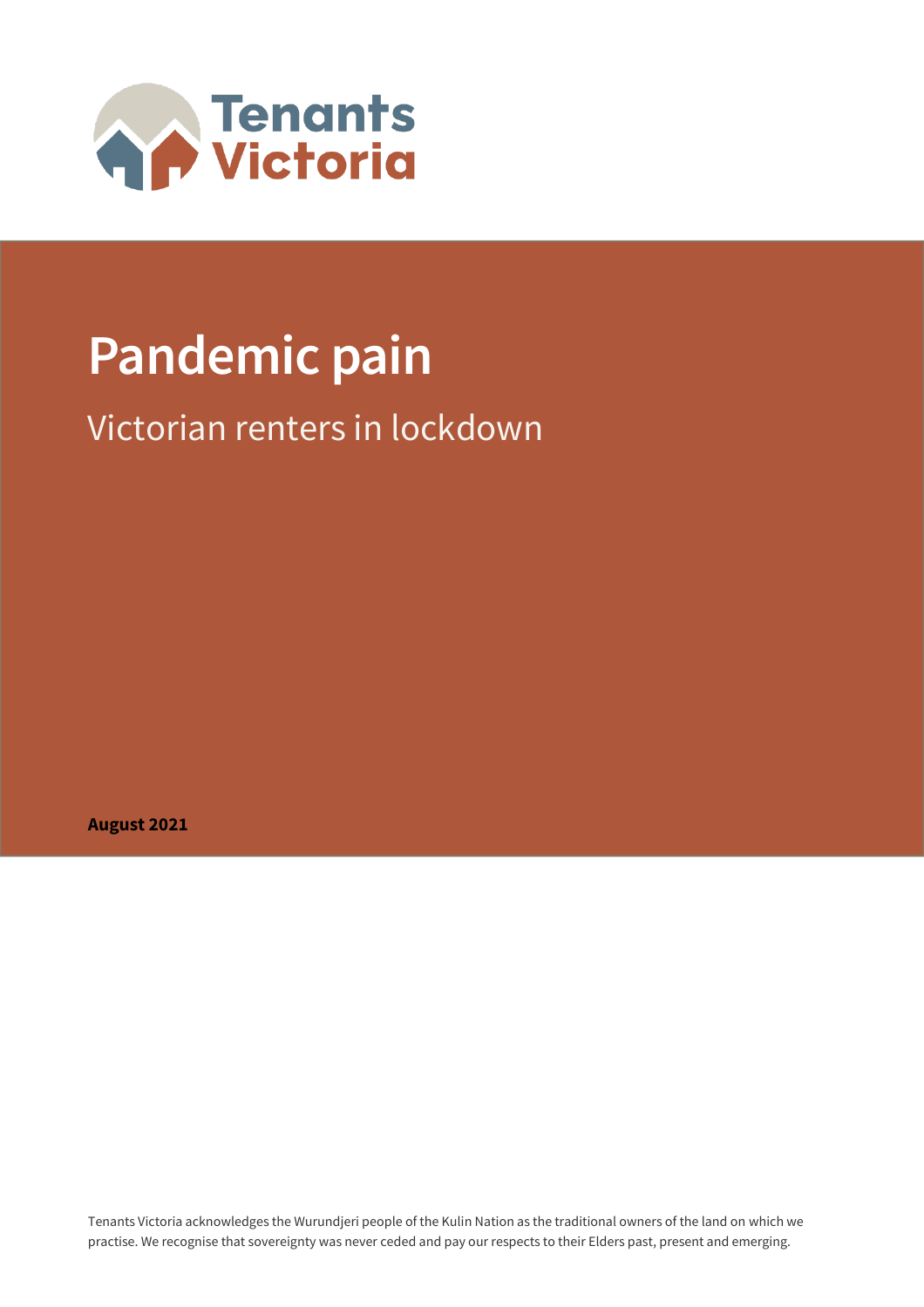Tenants Victoria

# Pandemic pain

## Victorian renters in lockdown

**August 2021**

Tenants Victoria acknowledges the Wurundjeri people of the Kulin Nation as the traditional owners of the land on which we practise. We recognise that sovereignty was never ceded and pay our respects to their Elders past, present and emerging.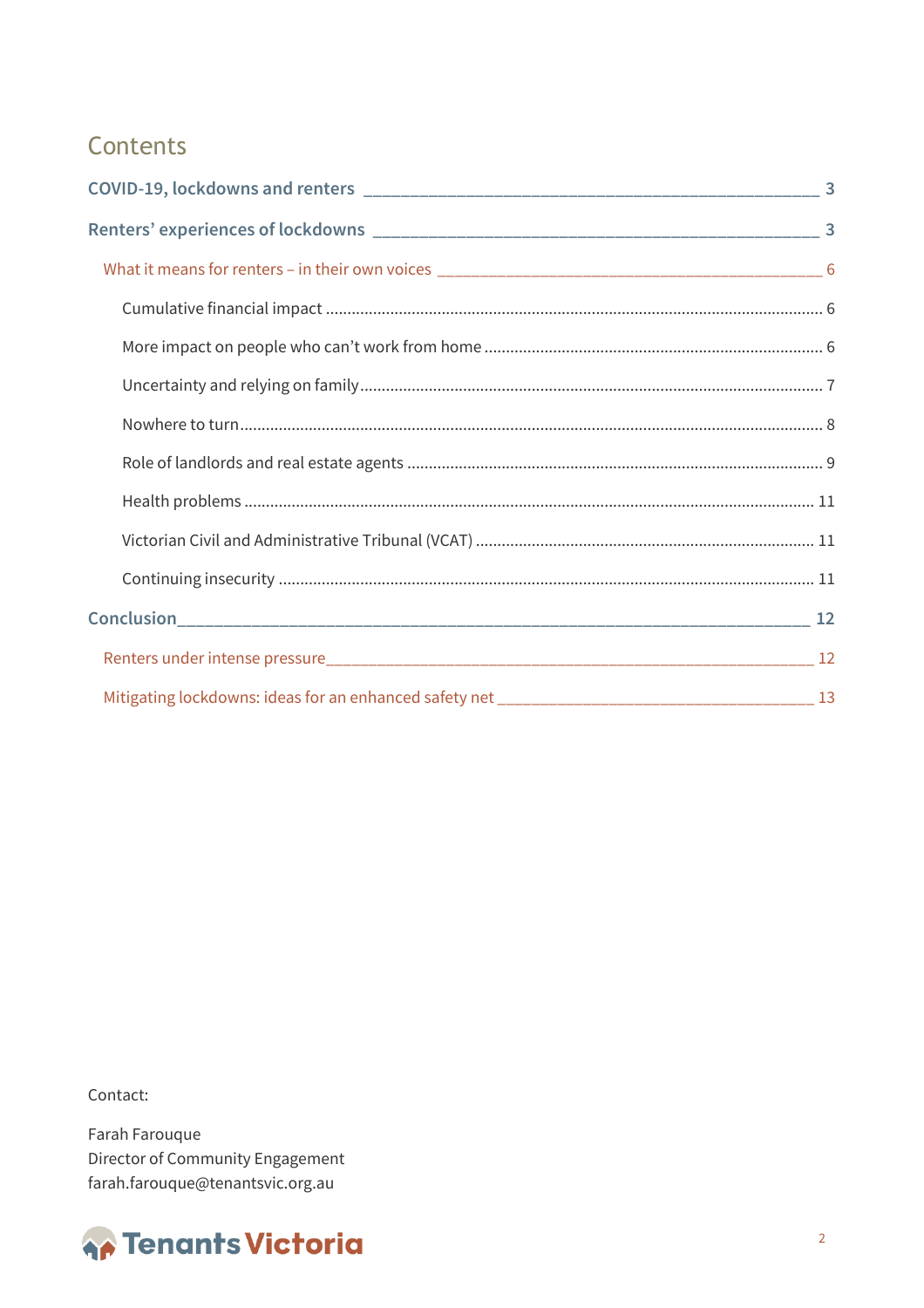# Contents

- COVID-19, lockdowns and renters — 3
- Renters' experiences of lockdowns — 3
  - What it means for renters – in their own voices — 6
    - Cumulative financial impact — 6
    - More impact on people who can't work from home — 6
    - Uncertainty and relying on family — 7
    - Nowhere to turn — 8
    - Role of landlords and real estate agents — 9
    - Health problems — 11
    - Victorian Civil and Administrative Tribunal (VCAT) — 11
    - Continuing insecurity — 11
- Conclusion — 12
  - Renters under intense pressure — 12
  - Mitigating lockdowns: ideas for an enhanced safety net — 13

Contact:

Farah Farouque
Director of Community Engagement
farah.farouque@tenantsvic.org.au

Tenants Victoria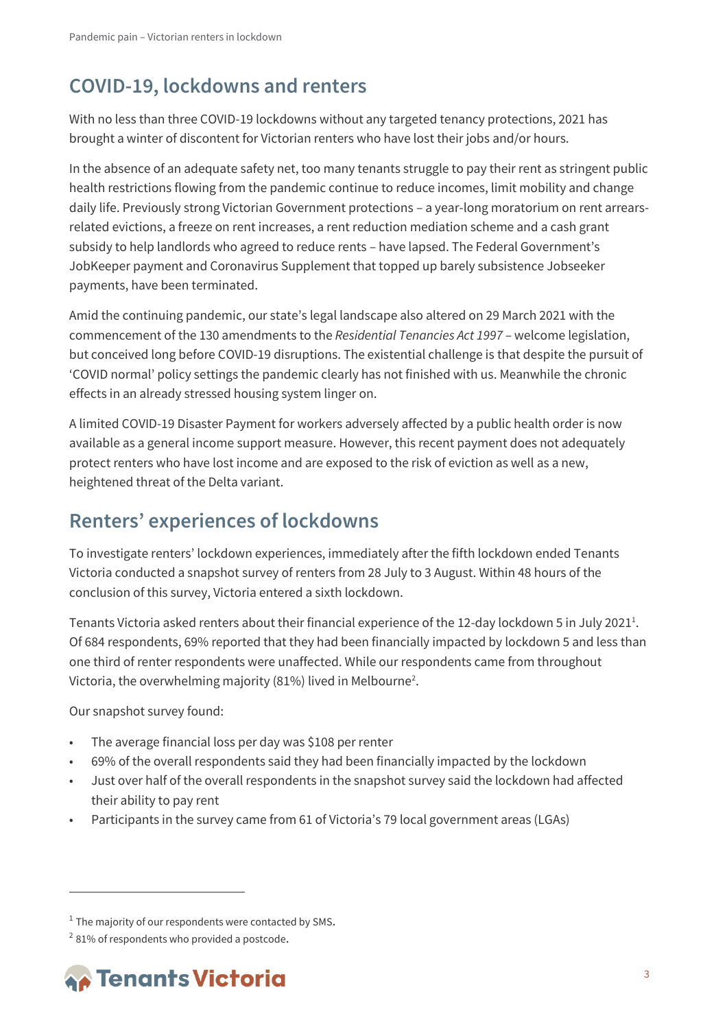## COVID-19, lockdowns and renters

With no less than three COVID-19 lockdowns without any targeted tenancy protections, 2021 has brought a winter of discontent for Victorian renters who have lost their jobs and/or hours.

In the absence of an adequate safety net, too many tenants struggle to pay their rent as stringent public health restrictions flowing from the pandemic continue to reduce incomes, limit mobility and change daily life. Previously strong Victorian Government protections – a year-long moratorium on rent arrears-related evictions, a freeze on rent increases, a rent reduction mediation scheme and a cash grant subsidy to help landlords who agreed to reduce rents – have lapsed. The Federal Government's JobKeeper payment and Coronavirus Supplement that topped up barely subsistence Jobseeker payments, have been terminated.

Amid the continuing pandemic, our state's legal landscape also altered on 29 March 2021 with the commencement of the 130 amendments to the *Residential Tenancies Act 1997* – welcome legislation, but conceived long before COVID-19 disruptions. The existential challenge is that despite the pursuit of 'COVID normal' policy settings the pandemic clearly has not finished with us. Meanwhile the chronic effects in an already stressed housing system linger on.

A limited COVID-19 Disaster Payment for workers adversely affected by a public health order is now available as a general income support measure. However, this recent payment does not adequately protect renters who have lost income and are exposed to the risk of eviction as well as a new, heightened threat of the Delta variant.

## Renters' experiences of lockdowns

To investigate renters' lockdown experiences, immediately after the fifth lockdown ended Tenants Victoria conducted a snapshot survey of renters from 28 July to 3 August. Within 48 hours of the conclusion of this survey, Victoria entered a sixth lockdown.

Tenants Victoria asked renters about their financial experience of the 12-day lockdown 5 in July 2021[1]. Of 684 respondents, 69% reported that they had been financially impacted by lockdown 5 and less than one third of renter respondents were unaffected. While our respondents came from throughout Victoria, the overwhelming majority (81%) lived in Melbourne[2].

Our snapshot survey found:

- The average financial loss per day was $108 per renter
- 69% of the overall respondents said they had been financially impacted by the lockdown
- Just over half of the overall respondents in the snapshot survey said the lockdown had affected their ability to pay rent
- Participants in the survey came from 61 of Victoria's 79 local government areas (LGAs)

---

[1] The majority of our respondents were contacted by SMS.

[2] 81% of respondents who provided a postcode.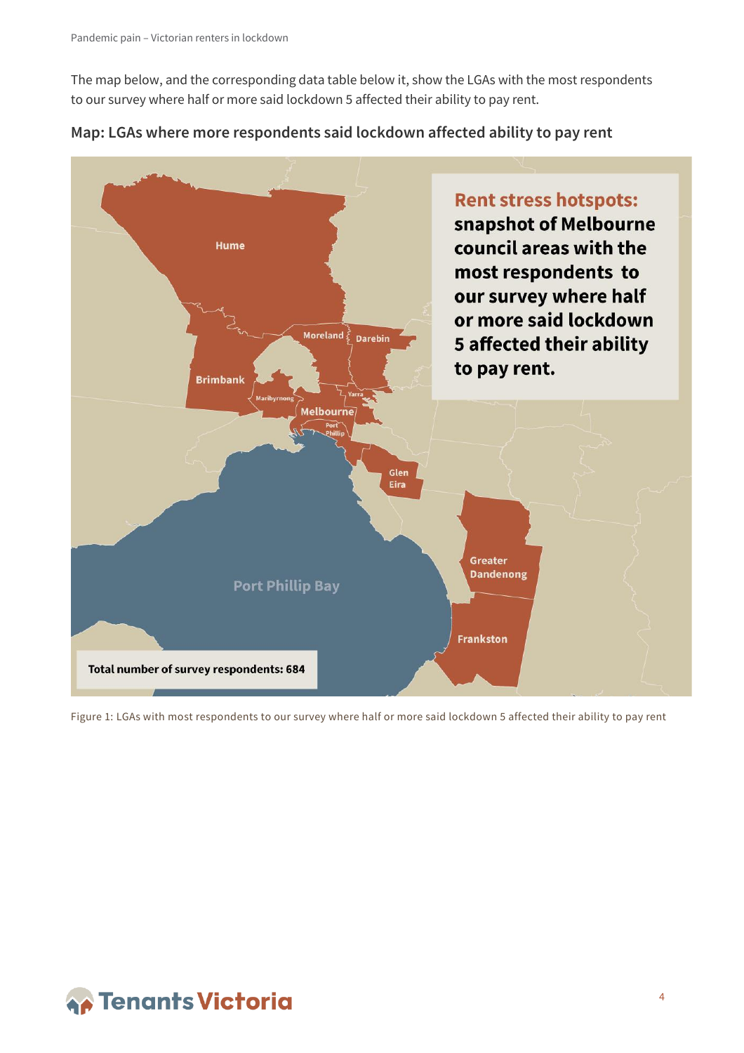The map below, and the corresponding data table below it, show the LGAs with the most respondents to our survey where half or more said lockdown 5 affected their ability to pay rent.

### Map: LGAs where more respondents said lockdown affected ability to pay rent

**Rent stress hotspots: snapshot of Melbourne council areas with the most respondents to our survey where half or more said lockdown 5 affected their ability to pay rent.**

Hume, Moreland, Darebin, Brimbank, Maribyrnong, Yarra, Melbourne, Port Phillip, Glen Eira, Greater Dandenong, Frankston

Port Phillip Bay

**Total number of survey respondents: 684**

Figure 1: LGAs with most respondents to our survey where half or more said lockdown 5 affected their ability to pay rent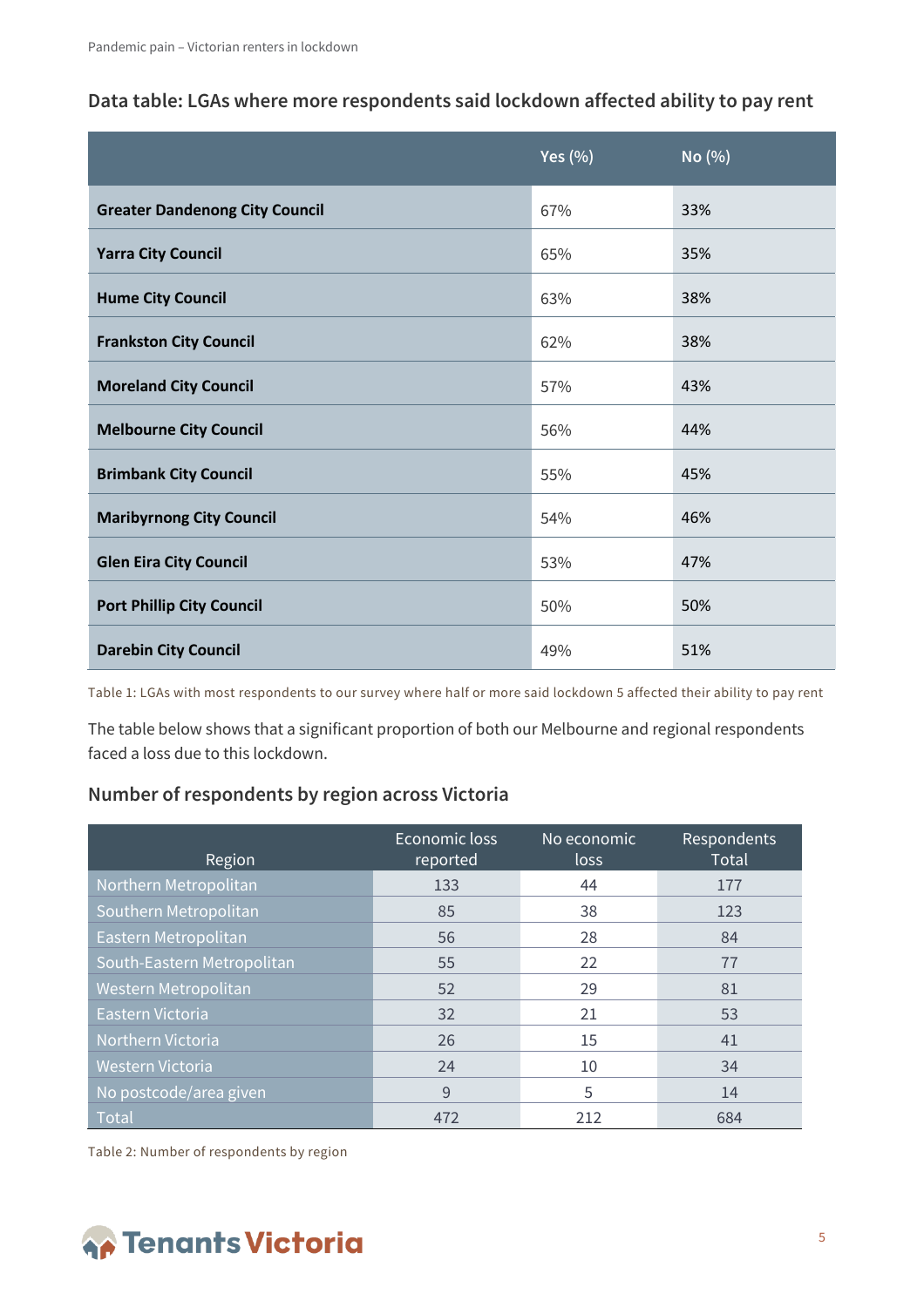### Data table: LGAs where more respondents said lockdown affected ability to pay rent

| | Yes (%) | No (%) |
|---|---|---|
| **Greater Dandenong City Council** | 67% | 33% |
| **Yarra City Council** | 65% | 35% |
| **Hume City Council** | 63% | 38% |
| **Frankston City Council** | 62% | 38% |
| **Moreland City Council** | 57% | 43% |
| **Melbourne City Council** | 56% | 44% |
| **Brimbank City Council** | 55% | 45% |
| **Maribyrnong City Council** | 54% | 46% |
| **Glen Eira City Council** | 53% | 47% |
| **Port Phillip City Council** | 50% | 50% |
| **Darebin City Council** | 49% | 51% |

Table 1: LGAs with most respondents to our survey where half or more said lockdown 5 affected their ability to pay rent

The table below shows that a significant proportion of both our Melbourne and regional respondents faced a loss due to this lockdown.

### Number of respondents by region across Victoria

| Region | Economic loss reported | No economic loss | Respondents Total |
|---|---|---|---|
| Northern Metropolitan | 133 | 44 | 177 |
| Southern Metropolitan | 85 | 38 | 123 |
| Eastern Metropolitan | 56 | 28 | 84 |
| South-Eastern Metropolitan | 55 | 22 | 77 |
| Western Metropolitan | 52 | 29 | 81 |
| Eastern Victoria | 32 | 21 | 53 |
| Northern Victoria | 26 | 15 | 41 |
| Western Victoria | 24 | 10 | 34 |
| No postcode/area given | 9 | 5 | 14 |
| Total | 472 | 212 | 684 |

Table 2: Number of respondents by region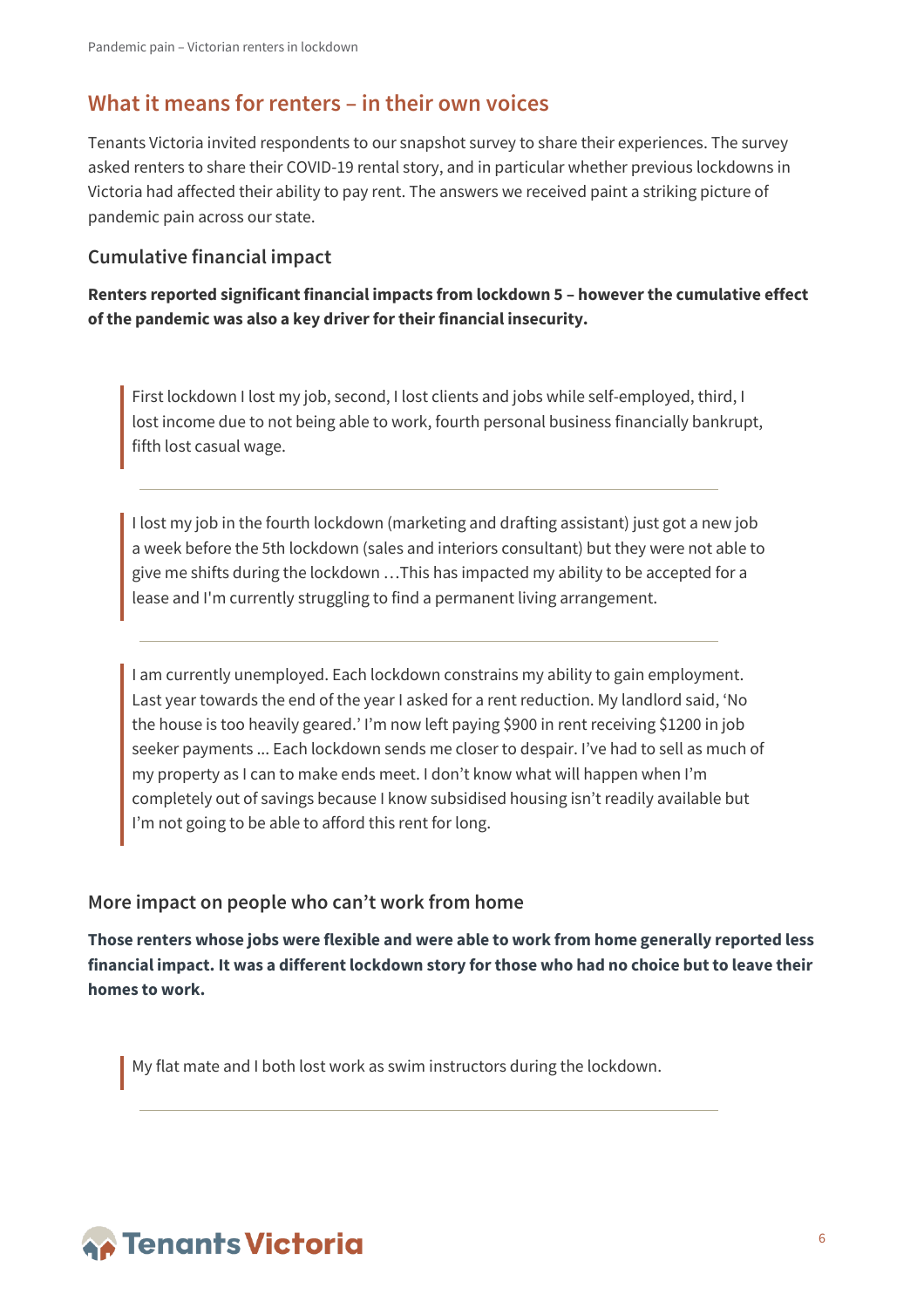## What it means for renters – in their own voices

Tenants Victoria invited respondents to our snapshot survey to share their experiences. The survey asked renters to share their COVID-19 rental story, and in particular whether previous lockdowns in Victoria had affected their ability to pay rent. The answers we received paint a striking picture of pandemic pain across our state.

### Cumulative financial impact

**Renters reported significant financial impacts from lockdown 5 – however the cumulative effect of the pandemic was also a key driver for their financial insecurity.**

> First lockdown I lost my job, second, I lost clients and jobs while self-employed, third, I lost income due to not being able to work, fourth personal business financially bankrupt, fifth lost casual wage.

---

> I lost my job in the fourth lockdown (marketing and drafting assistant) just got a new job a week before the 5th lockdown (sales and interiors consultant) but they were not able to give me shifts during the lockdown …This has impacted my ability to be accepted for a lease and I'm currently struggling to find a permanent living arrangement.

---

> I am currently unemployed. Each lockdown constrains my ability to gain employment. Last year towards the end of the year I asked for a rent reduction. My landlord said, 'No the house is too heavily geared.' I'm now left paying $900 in rent receiving $1200 in job seeker payments ... Each lockdown sends me closer to despair. I've had to sell as much of my property as I can to make ends meet. I don't know what will happen when I'm completely out of savings because I know subsidised housing isn't readily available but I'm not going to be able to afford this rent for long.

### More impact on people who can't work from home

**Those renters whose jobs were flexible and were able to work from home generally reported less financial impact. It was a different lockdown story for those who had no choice but to leave their homes to work.**

> My flat mate and I both lost work as swim instructors during the lockdown.

---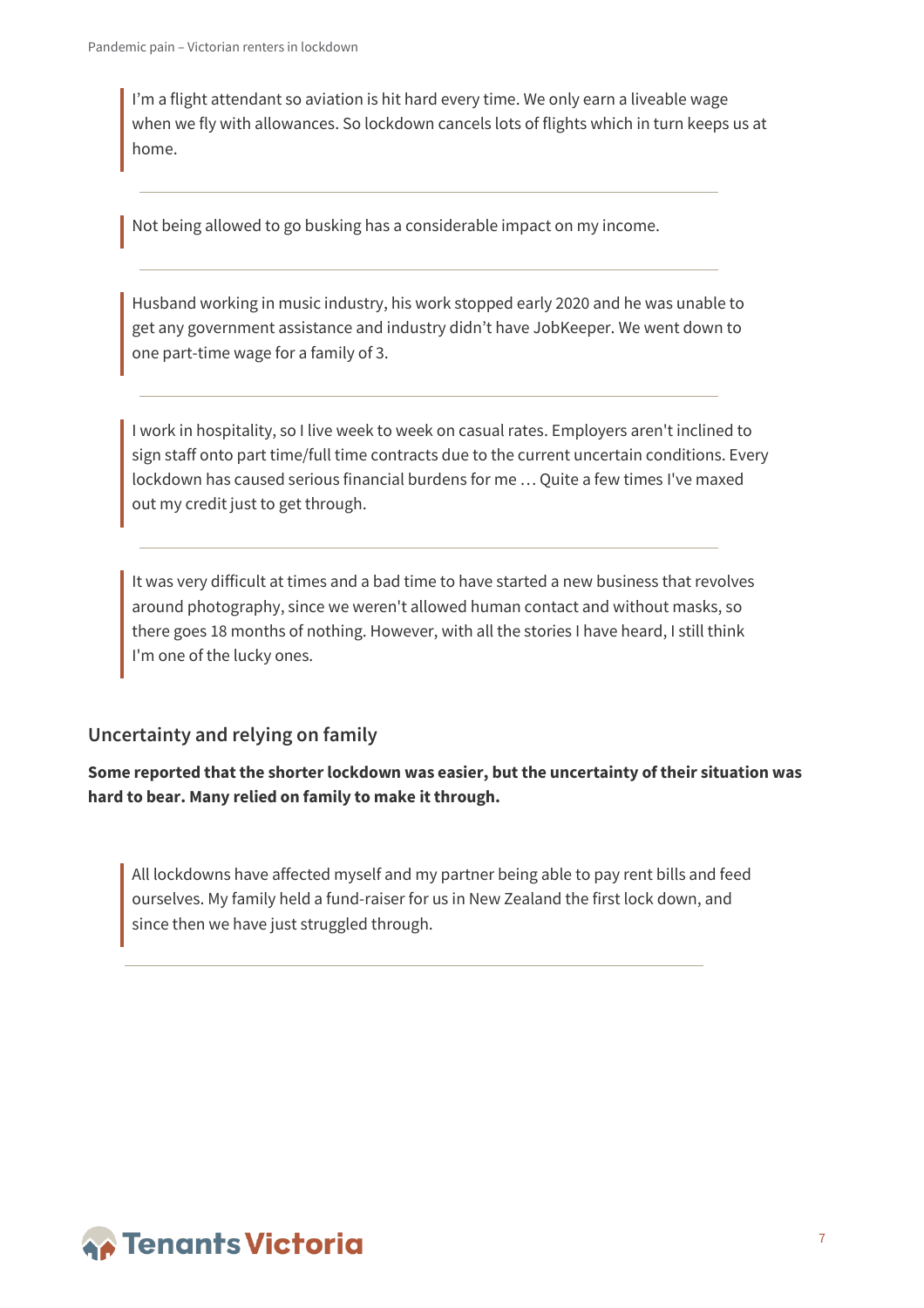> I'm a flight attendant so aviation is hit hard every time. We only earn a liveable wage when we fly with allowances. So lockdown cancels lots of flights which in turn keeps us at home.

---

> Not being allowed to go busking has a considerable impact on my income.

---

> Husband working in music industry, his work stopped early 2020 and he was unable to get any government assistance and industry didn't have JobKeeper. We went down to one part-time wage for a family of 3.

---

> I work in hospitality, so I live week to week on casual rates. Employers aren't inclined to sign staff onto part time/full time contracts due to the current uncertain conditions. Every lockdown has caused serious financial burdens for me … Quite a few times I've maxed out my credit just to get through.

---

> It was very difficult at times and a bad time to have started a new business that revolves around photography, since we weren't allowed human contact and without masks, so there goes 18 months of nothing. However, with all the stories I have heard, I still think I'm one of the lucky ones.

## Uncertainty and relying on family

**Some reported that the shorter lockdown was easier, but the uncertainty of their situation was hard to bear. Many relied on family to make it through.**

> All lockdowns have affected myself and my partner being able to pay rent bills and feed ourselves. My family held a fund-raiser for us in New Zealand the first lock down, and since then we have just struggled through.

---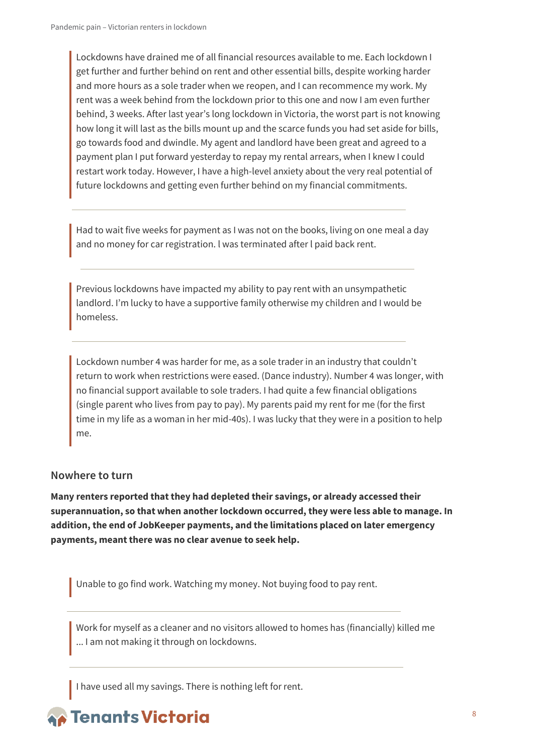> Lockdowns have drained me of all financial resources available to me. Each lockdown I get further and further behind on rent and other essential bills, despite working harder and more hours as a sole trader when we reopen, and I can recommence my work. My rent was a week behind from the lockdown prior to this one and now I am even further behind, 3 weeks. After last year's long lockdown in Victoria, the worst part is not knowing how long it will last as the bills mount up and the scarce funds you had set aside for bills, go towards food and dwindle. My agent and landlord have been great and agreed to a payment plan I put forward yesterday to repay my rental arrears, when I knew I could restart work today. However, I have a high-level anxiety about the very real potential of future lockdowns and getting even further behind on my financial commitments.

---

> Had to wait five weeks for payment as I was not on the books, living on one meal a day and no money for car registration. I was terminated after I paid back rent.

---

> Previous lockdowns have impacted my ability to pay rent with an unsympathetic landlord. I'm lucky to have a supportive family otherwise my children and I would be homeless.

---

> Lockdown number 4 was harder for me, as a sole trader in an industry that couldn't return to work when restrictions were eased. (Dance industry). Number 4 was longer, with no financial support available to sole traders. I had quite a few financial obligations (single parent who lives from pay to pay). My parents paid my rent for me (for the first time in my life as a woman in her mid-40s). I was lucky that they were in a position to help me.

## Nowhere to turn

**Many renters reported that they had depleted their savings, or already accessed their superannuation, so that when another lockdown occurred, they were less able to manage. In addition, the end of JobKeeper payments, and the limitations placed on later emergency payments, meant there was no clear avenue to seek help.**

> Unable to go find work. Watching my money. Not buying food to pay rent.

---

> Work for myself as a cleaner and no visitors allowed to homes has (financially) killed me ... I am not making it through on lockdowns.

---

> I have used all my savings. There is nothing left for rent.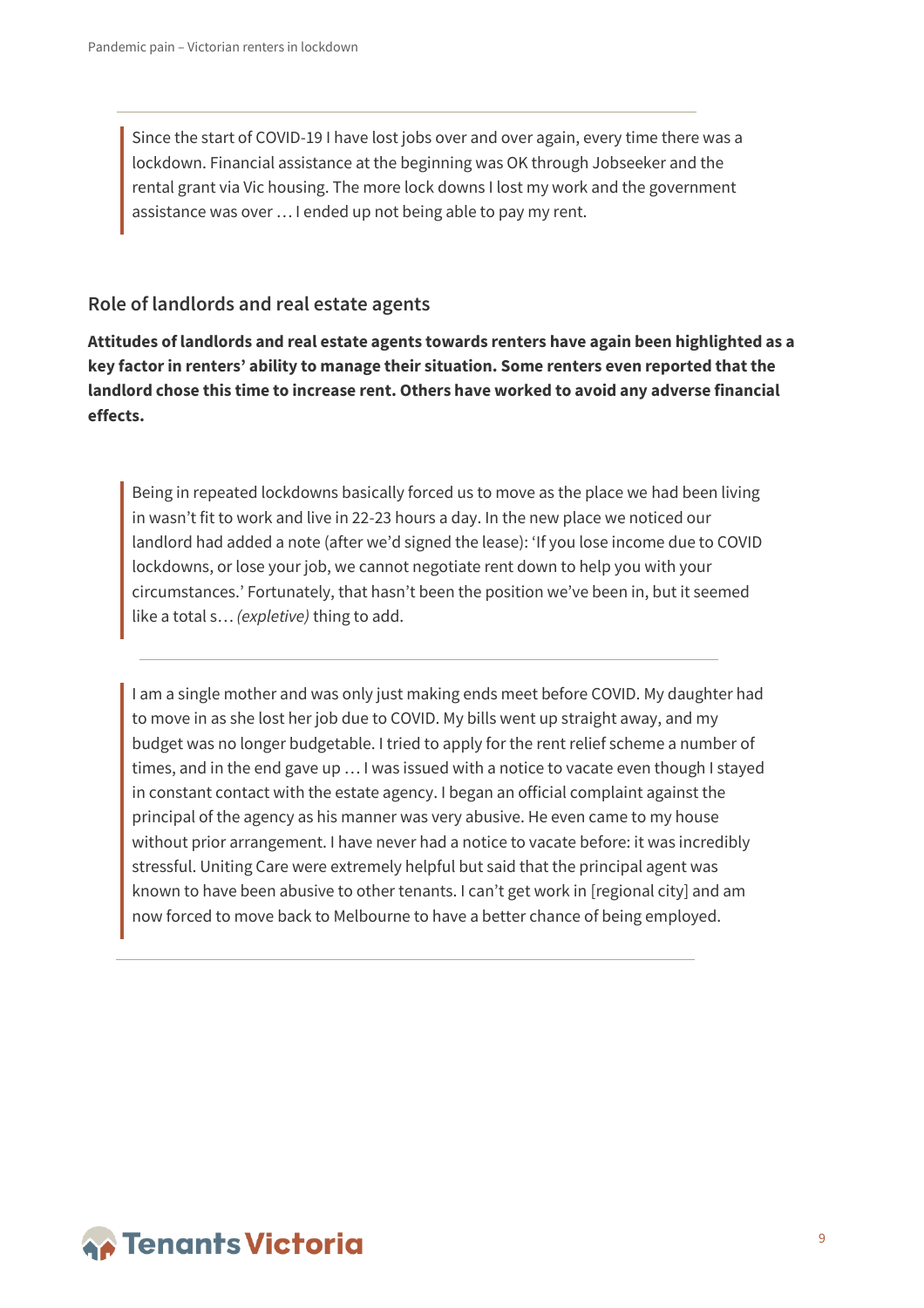> Since the start of COVID-19 I have lost jobs over and over again, every time there was a lockdown. Financial assistance at the beginning was OK through Jobseeker and the rental grant via Vic housing. The more lock downs I lost my work and the government assistance was over … I ended up not being able to pay my rent.

## Role of landlords and real estate agents

**Attitudes of landlords and real estate agents towards renters have again been highlighted as a key factor in renters' ability to manage their situation. Some renters even reported that the landlord chose this time to increase rent. Others have worked to avoid any adverse financial effects.**

> Being in repeated lockdowns basically forced us to move as the place we had been living in wasn't fit to work and live in 22-23 hours a day. In the new place we noticed our landlord had added a note (after we'd signed the lease): 'If you lose income due to COVID lockdowns, or lose your job, we cannot negotiate rent down to help you with your circumstances.' Fortunately, that hasn't been the position we've been in, but it seemed like a total s… *(expletive)* thing to add.

> I am a single mother and was only just making ends meet before COVID. My daughter had to move in as she lost her job due to COVID. My bills went up straight away, and my budget was no longer budgetable. I tried to apply for the rent relief scheme a number of times, and in the end gave up … I was issued with a notice to vacate even though I stayed in constant contact with the estate agency. I began an official complaint against the principal of the agency as his manner was very abusive. He even came to my house without prior arrangement. I have never had a notice to vacate before: it was incredibly stressful. Uniting Care were extremely helpful but said that the principal agent was known to have been abusive to other tenants. I can't get work in [regional city] and am now forced to move back to Melbourne to have a better chance of being employed.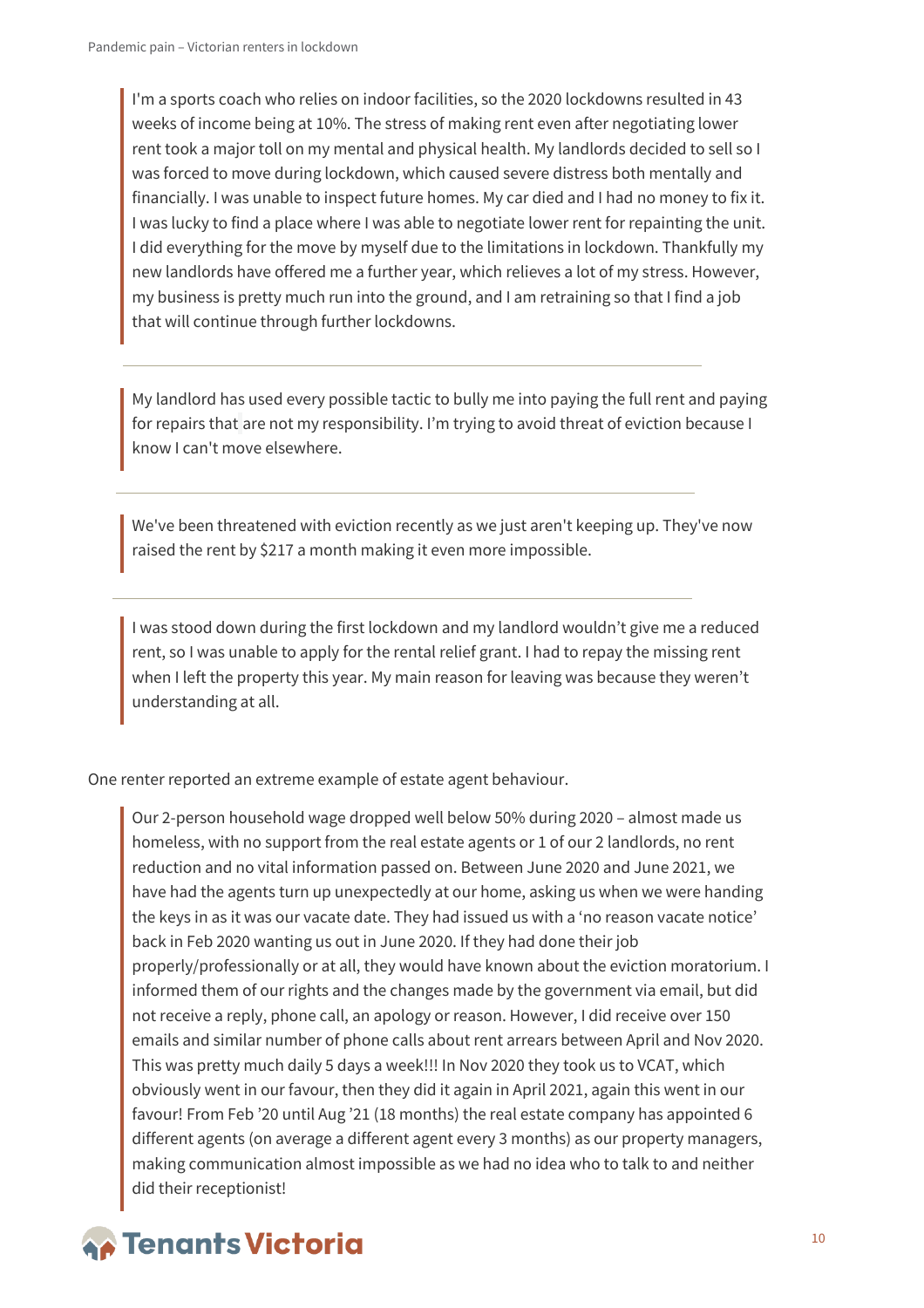> I'm a sports coach who relies on indoor facilities, so the 2020 lockdowns resulted in 43 weeks of income being at 10%. The stress of making rent even after negotiating lower rent took a major toll on my mental and physical health. My landlords decided to sell so I was forced to move during lockdown, which caused severe distress both mentally and financially. I was unable to inspect future homes. My car died and I had no money to fix it. I was lucky to find a place where I was able to negotiate lower rent for repainting the unit. I did everything for the move by myself due to the limitations in lockdown. Thankfully my new landlords have offered me a further year, which relieves a lot of my stress. However, my business is pretty much run into the ground, and I am retraining so that I find a job that will continue through further lockdowns.

---

> My landlord has used every possible tactic to bully me into paying the full rent and paying for repairs that are not my responsibility. I'm trying to avoid threat of eviction because I know I can't move elsewhere.

---

> We've been threatened with eviction recently as we just aren't keeping up. They've now raised the rent by $217 a month making it even more impossible.

---

> I was stood down during the first lockdown and my landlord wouldn't give me a reduced rent, so I was unable to apply for the rental relief grant. I had to repay the missing rent when I left the property this year. My main reason for leaving was because they weren't understanding at all.

One renter reported an extreme example of estate agent behaviour.

> Our 2-person household wage dropped well below 50% during 2020 – almost made us homeless, with no support from the real estate agents or 1 of our 2 landlords, no rent reduction and no vital information passed on. Between June 2020 and June 2021, we have had the agents turn up unexpectedly at our home, asking us when we were handing the keys in as it was our vacate date. They had issued us with a 'no reason vacate notice' back in Feb 2020 wanting us out in June 2020. If they had done their job properly/professionally or at all, they would have known about the eviction moratorium. I informed them of our rights and the changes made by the government via email, but did not receive a reply, phone call, an apology or reason. However, I did receive over 150 emails and similar number of phone calls about rent arrears between April and Nov 2020. This was pretty much daily 5 days a week!!! In Nov 2020 they took us to VCAT, which obviously went in our favour, then they did it again in April 2021, again this went in our favour! From Feb '20 until Aug '21 (18 months) the real estate company has appointed 6 different agents (on average a different agent every 3 months) as our property managers, making communication almost impossible as we had no idea who to talk to and neither did their receptionist!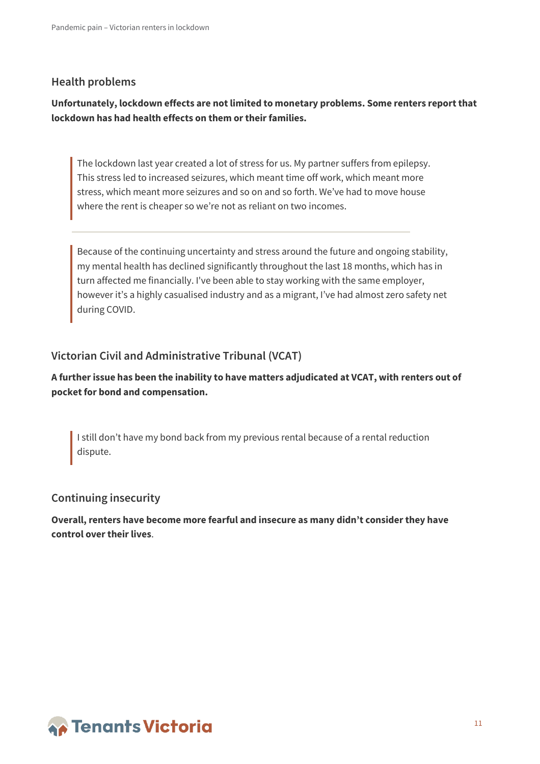## Health problems

**Unfortunately, lockdown effects are not limited to monetary problems. Some renters report that lockdown has had health effects on them or their families.**

> The lockdown last year created a lot of stress for us. My partner suffers from epilepsy. This stress led to increased seizures, which meant time off work, which meant more stress, which meant more seizures and so on and so forth. We've had to move house where the rent is cheaper so we're not as reliant on two incomes.

---

> Because of the continuing uncertainty and stress around the future and ongoing stability, my mental health has declined significantly throughout the last 18 months, which has in turn affected me financially. I've been able to stay working with the same employer, however it's a highly casualised industry and as a migrant, I've had almost zero safety net during COVID.

## Victorian Civil and Administrative Tribunal (VCAT)

**A further issue has been the inability to have matters adjudicated at VCAT, with renters out of pocket for bond and compensation.**

> I still don't have my bond back from my previous rental because of a rental reduction dispute.

## Continuing insecurity

**Overall, renters have become more fearful and insecure as many didn't consider they have control over their lives**.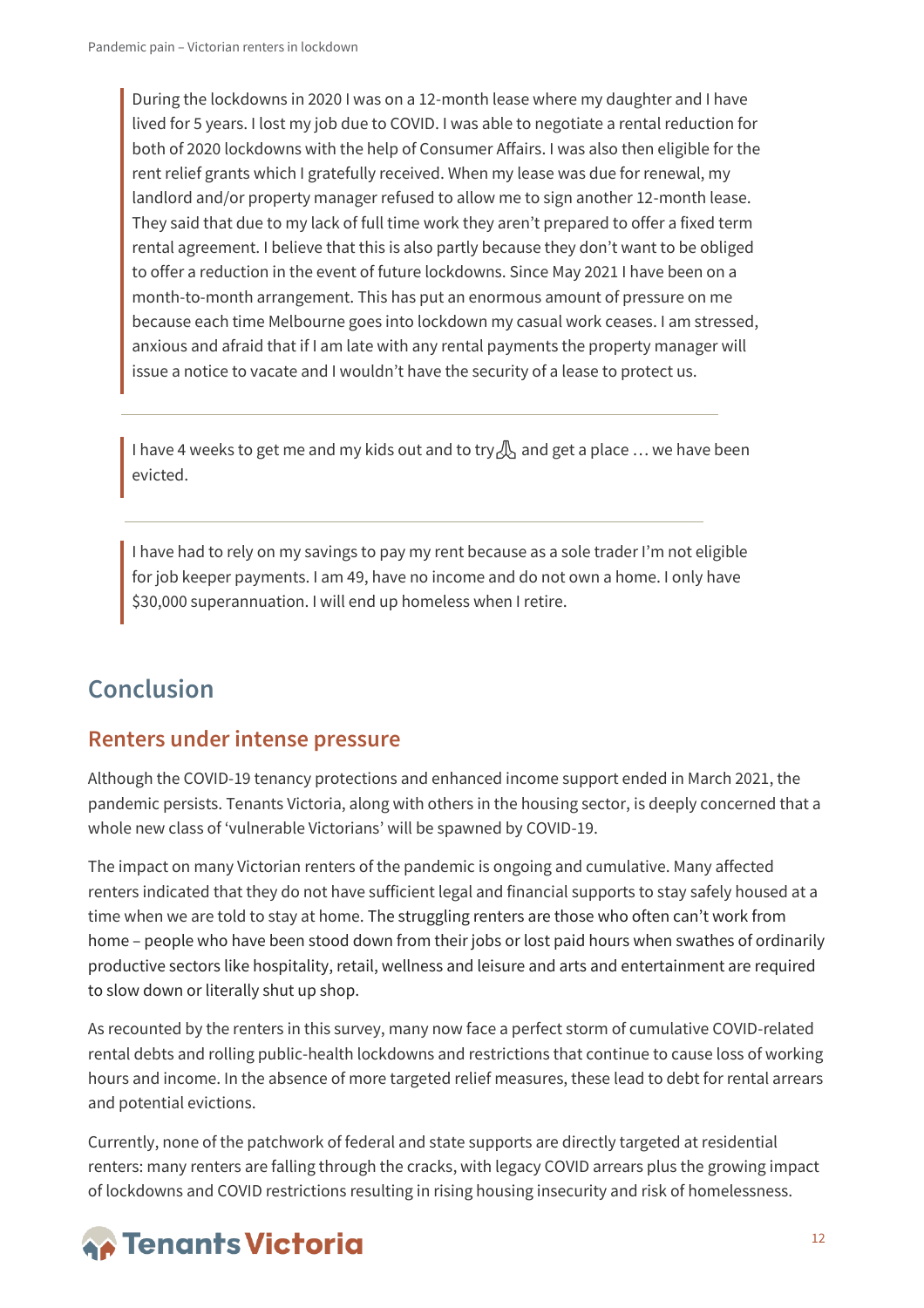> During the lockdowns in 2020 I was on a 12-month lease where my daughter and I have lived for 5 years. I lost my job due to COVID. I was able to negotiate a rental reduction for both of 2020 lockdowns with the help of Consumer Affairs. I was also then eligible for the rent relief grants which I gratefully received. When my lease was due for renewal, my landlord and/or property manager refused to allow me to sign another 12-month lease. They said that due to my lack of full time work they aren't prepared to offer a fixed term rental agreement. I believe that this is also partly because they don't want to be obliged to offer a reduction in the event of future lockdowns. Since May 2021 I have been on a month-to-month arrangement. This has put an enormous amount of pressure on me because each time Melbourne goes into lockdown my casual work ceases. I am stressed, anxious and afraid that if I am late with any rental payments the property manager will issue a notice to vacate and I wouldn't have the security of a lease to protect us.

---

> I have 4 weeks to get me and my kids out and to try 🙏 and get a place … we have been evicted.

---

> I have had to rely on my savings to pay my rent because as a sole trader I'm not eligible for job keeper payments. I am 49, have no income and do not own a home. I only have $30,000 superannuation. I will end up homeless when I retire.

# Conclusion

## Renters under intense pressure

Although the COVID-19 tenancy protections and enhanced income support ended in March 2021, the pandemic persists. Tenants Victoria, along with others in the housing sector, is deeply concerned that a whole new class of 'vulnerable Victorians' will be spawned by COVID-19.

The impact on many Victorian renters of the pandemic is ongoing and cumulative. Many affected renters indicated that they do not have sufficient legal and financial supports to stay safely housed at a time when we are told to stay at home. The struggling renters are those who often can't work from home – people who have been stood down from their jobs or lost paid hours when swathes of ordinarily productive sectors like hospitality, retail, wellness and leisure and arts and entertainment are required to slow down or literally shut up shop.

As recounted by the renters in this survey, many now face a perfect storm of cumulative COVID-related rental debts and rolling public-health lockdowns and restrictions that continue to cause loss of working hours and income. In the absence of more targeted relief measures, these lead to debt for rental arrears and potential evictions.

Currently, none of the patchwork of federal and state supports are directly targeted at residential renters: many renters are falling through the cracks, with legacy COVID arrears plus the growing impact of lockdowns and COVID restrictions resulting in rising housing insecurity and risk of homelessness.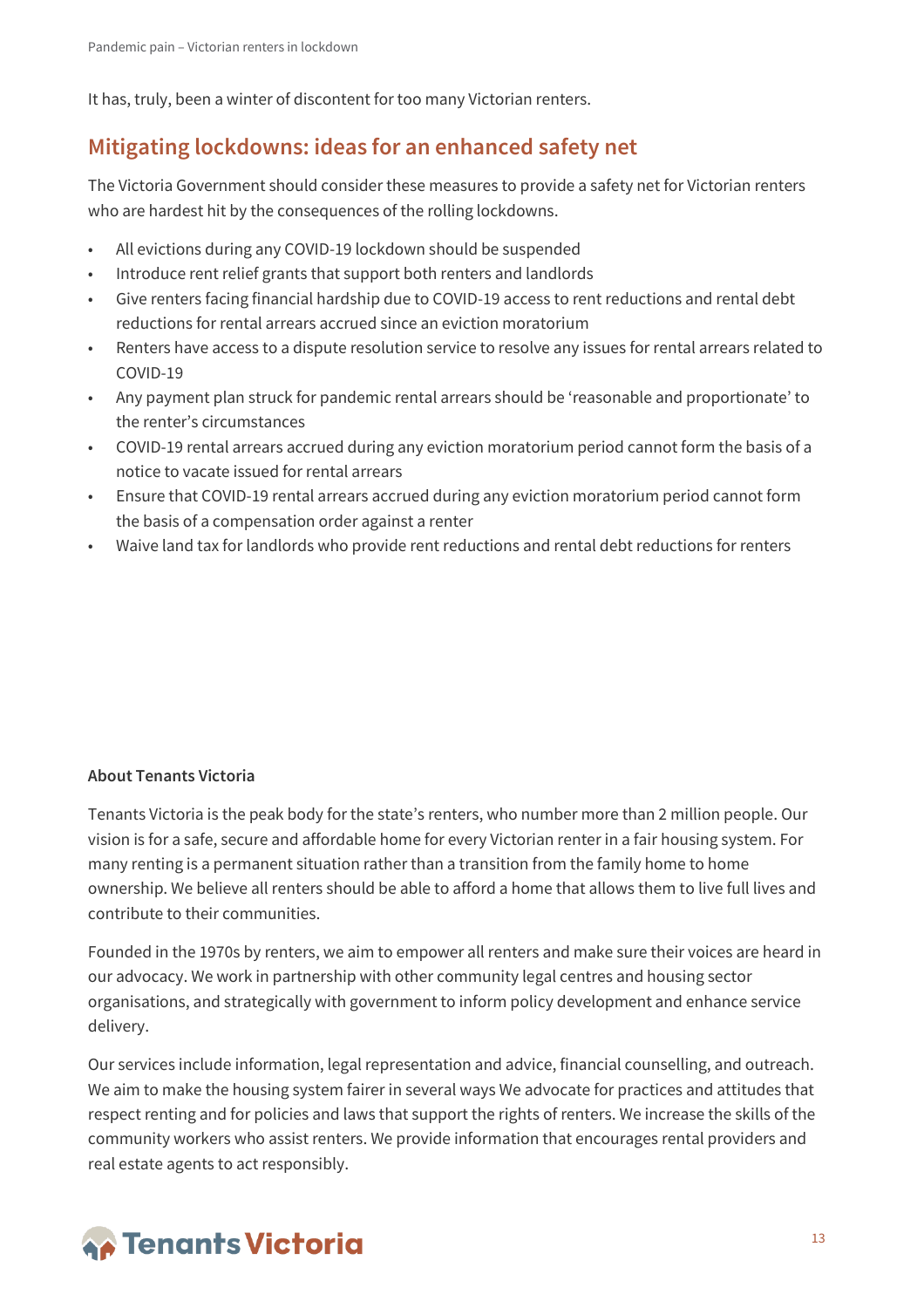It has, truly, been a winter of discontent for too many Victorian renters.

## Mitigating lockdowns: ideas for an enhanced safety net

The Victoria Government should consider these measures to provide a safety net for Victorian renters who are hardest hit by the consequences of the rolling lockdowns.

- All evictions during any COVID-19 lockdown should be suspended
- Introduce rent relief grants that support both renters and landlords
- Give renters facing financial hardship due to COVID-19 access to rent reductions and rental debt reductions for rental arrears accrued since an eviction moratorium
- Renters have access to a dispute resolution service to resolve any issues for rental arrears related to COVID-19
- Any payment plan struck for pandemic rental arrears should be 'reasonable and proportionate' to the renter's circumstances
- COVID-19 rental arrears accrued during any eviction moratorium period cannot form the basis of a notice to vacate issued for rental arrears
- Ensure that COVID-19 rental arrears accrued during any eviction moratorium period cannot form the basis of a compensation order against a renter
- Waive land tax for landlords who provide rent reductions and rental debt reductions for renters

**About Tenants Victoria**

Tenants Victoria is the peak body for the state's renters, who number more than 2 million people. Our vision is for a safe, secure and affordable home for every Victorian renter in a fair housing system. For many renting is a permanent situation rather than a transition from the family home to home ownership. We believe all renters should be able to afford a home that allows them to live full lives and contribute to their communities.

Founded in the 1970s by renters, we aim to empower all renters and make sure their voices are heard in our advocacy. We work in partnership with other community legal centres and housing sector organisations, and strategically with government to inform policy development and enhance service delivery.

Our services include information, legal representation and advice, financial counselling, and outreach. We aim to make the housing system fairer in several ways We advocate for practices and attitudes that respect renting and for policies and laws that support the rights of renters. We increase the skills of the community workers who assist renters. We provide information that encourages rental providers and real estate agents to act responsibly.

Tenants Victoria